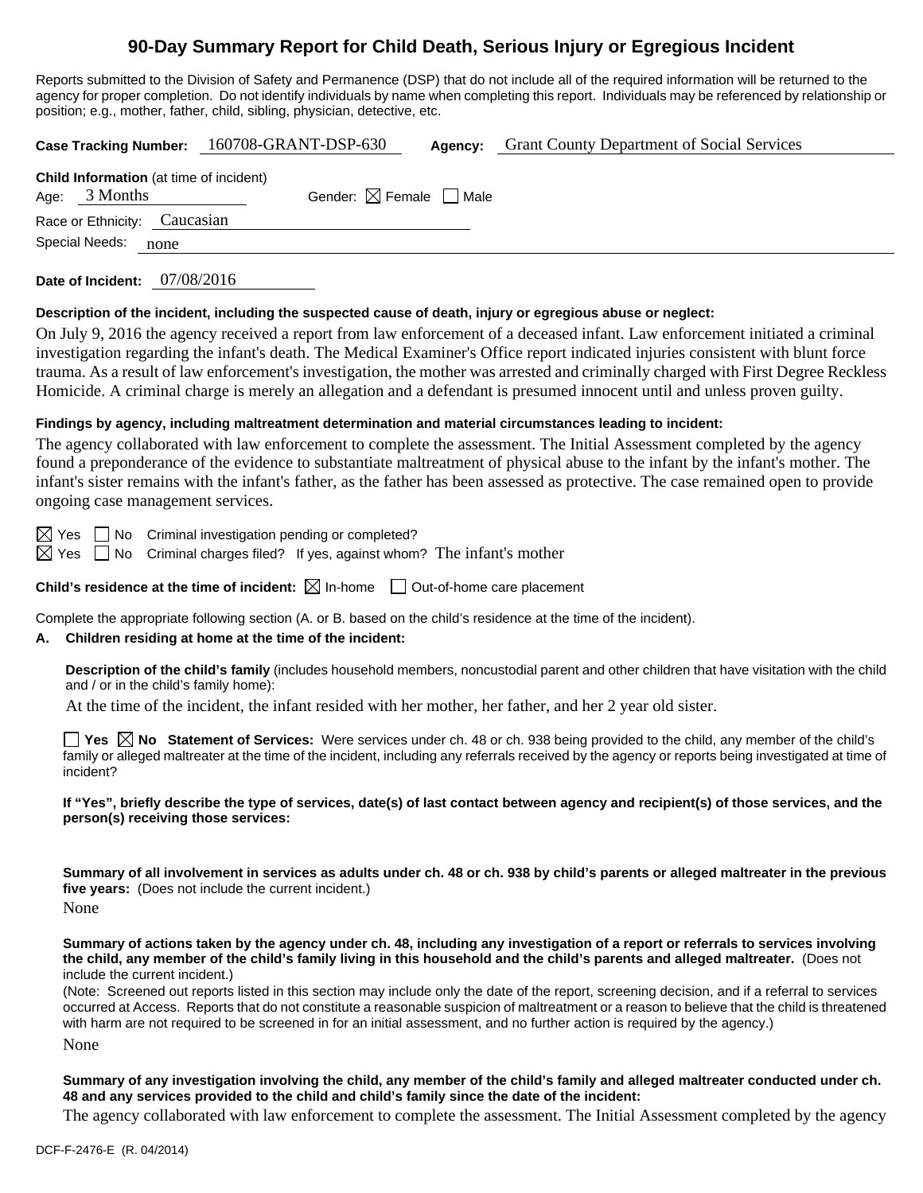# 90-Day Summary Report for Child Death, Serious Injury or Egregious Incident

Reports submitted to the Division of Safety and Permanence (DSP) that do not include all of the required information will be returned to the agency for proper completion. Do not identify individuals by name when completing this report. Individuals may be referenced by relationship or position; e.g., mother, father, child, sibling, physician, detective, etc.

**Case Tracking Number:** 160708-GRANT-DSP-630 **Agency:** Grant County Department of Social Services

**Child Information** (at time of incident)

Age: 3 Months Gender: ☒ Female ☐ Male

Race or Ethnicity: Caucasian

Special Needs: none

**Date of Incident:** 07/08/2016

**Description of the incident, including the suspected cause of death, injury or egregious abuse or neglect:**

On July 9, 2016 the agency received a report from law enforcement of a deceased infant. Law enforcement initiated a criminal investigation regarding the infant's death. The Medical Examiner's Office report indicated injuries consistent with blunt force trauma. As a result of law enforcement's investigation, the mother was arrested and criminally charged with First Degree Reckless Homicide. A criminal charge is merely an allegation and a defendant is presumed innocent until and unless proven guilty.

**Findings by agency, including maltreatment determination and material circumstances leading to incident:**

The agency collaborated with law enforcement to complete the assessment. The Initial Assessment completed by the agency found a preponderance of the evidence to substantiate maltreatment of physical abuse to the infant by the infant's mother. The infant's sister remains with the infant's father, as the father has been assessed as protective. The case remained open to provide ongoing case management services.

☒ Yes ☐ No Criminal investigation pending or completed?

☒ Yes ☐ No Criminal charges filed? If yes, against whom? The infant's mother

**Child's residence at the time of incident:** ☒ In-home ☐ Out-of-home care placement

Complete the appropriate following section (A. or B. based on the child's residence at the time of the incident).

**A. Children residing at home at the time of the incident:**

**Description of the child's family** (includes household members, noncustodial parent and other children that have visitation with the child and / or in the child's family home):

At the time of the incident, the infant resided with her mother, her father, and her 2 year old sister.

☐ **Yes** ☒ **No** **Statement of Services:** Were services under ch. 48 or ch. 938 being provided to the child, any member of the child's family or alleged maltreater at the time of the incident, including any referrals received by the agency or reports being investigated at time of incident?

**If "Yes", briefly describe the type of services, date(s) of last contact between agency and recipient(s) of those services, and the person(s) receiving those services:**

**Summary of all involvement in services as adults under ch. 48 or ch. 938 by child's parents or alleged maltreater in the previous five years:** (Does not include the current incident.)

None

**Summary of actions taken by the agency under ch. 48, including any investigation of a report or referrals to services involving the child, any member of the child's family living in this household and the child's parents and alleged maltreater.** (Does not include the current incident.)

(Note: Screened out reports listed in this section may include only the date of the report, screening decision, and if a referral to services occurred at Access. Reports that do not constitute a reasonable suspicion of maltreatment or a reason to believe that the child is threatened with harm are not required to be screened in for an initial assessment, and no further action is required by the agency.)

None

**Summary of any investigation involving the child, any member of the child's family and alleged maltreater conducted under ch. 48 and any services provided to the child and child's family since the date of the incident:**

The agency collaborated with law enforcement to complete the assessment. The Initial Assessment completed by the agency

DCF-F-2476-E (R. 04/2014)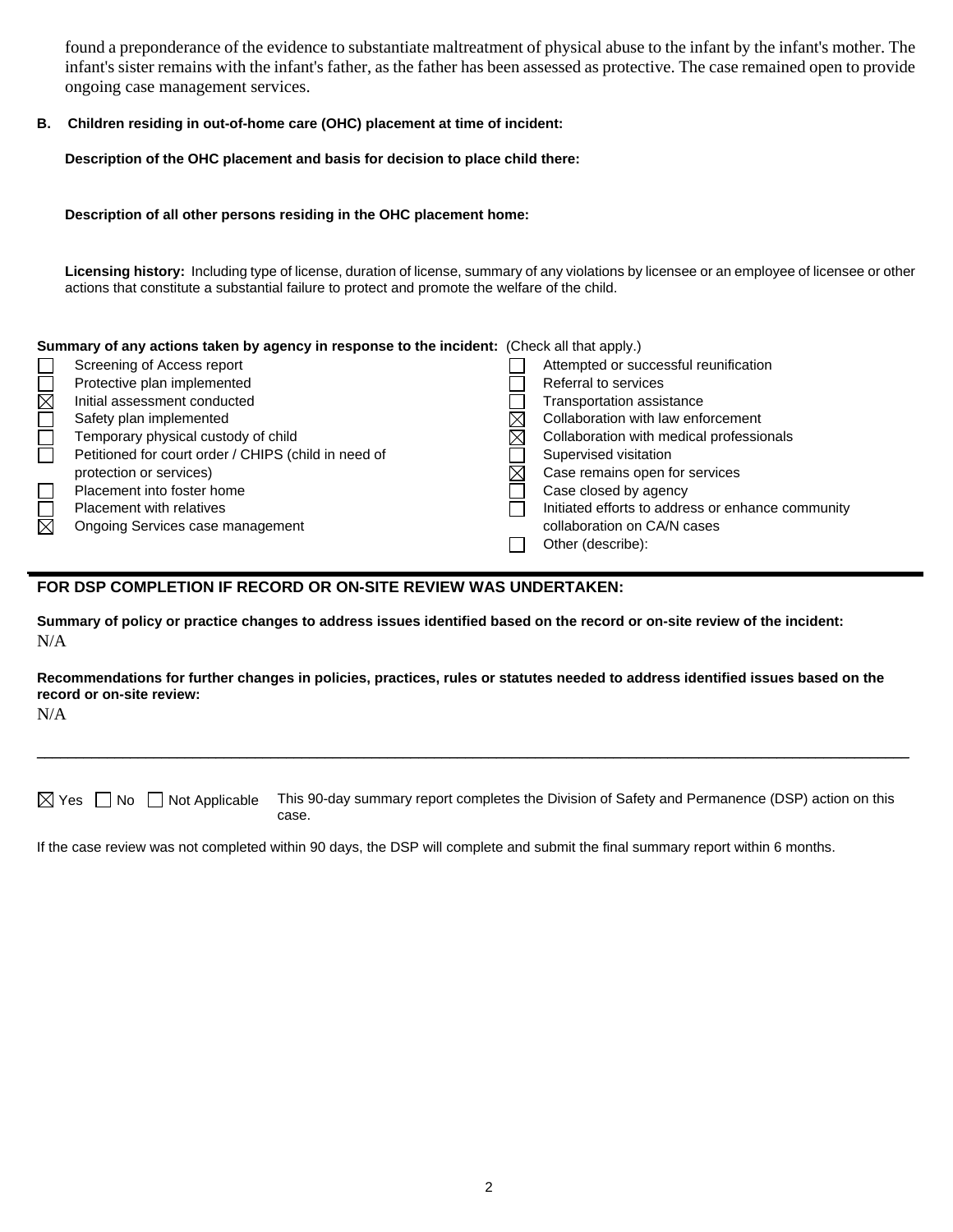found a preponderance of the evidence to substantiate maltreatment of physical abuse to the infant by the infant's mother. The infant's sister remains with the infant's father, as the father has been assessed as protective. The case remained open to provide ongoing case management services.

**B. Children residing in out-of-home care (OHC) placement at time of incident:**

**Description of the OHC placement and basis for decision to place child there:**

**Description of all other persons residing in the OHC placement home:**

**Licensing history:** Including type of license, duration of license, summary of any violations by licensee or an employee of licensee or other actions that constitute a substantial failure to protect and promote the welfare of the child.

**Summary of any actions taken by agency in response to the incident:** (Check all that apply.)

- ☐ Screening of Access report
- ☐ Protective plan implemented
- ☒ Initial assessment conducted
- ☐ Safety plan implemented
- ☐ Temporary physical custody of child
- ☐ Petitioned for court order / CHIPS (child in need of protection or services)
- ☐ Placement into foster home
- ☐ Placement with relatives
- ☒ Ongoing Services case management
- ☐ Attempted or successful reunification
- ☐ Referral to services
- ☐ Transportation assistance
- ☒ Collaboration with law enforcement
- ☒ Collaboration with medical professionals
- ☐ Supervised visitation
- ☒ Case remains open for services
- ☐ Case closed by agency
- ☐ Initiated efforts to address or enhance community collaboration on CA/N cases
- ☐ Other (describe):

## FOR DSP COMPLETION IF RECORD OR ON-SITE REVIEW WAS UNDERTAKEN:

**Summary of policy or practice changes to address issues identified based on the record or on-site review of the incident:**

N/A

**Recommendations for further changes in policies, practices, rules or statutes needed to address identified issues based on the record or on-site review:**

N/A

---

☒ Yes ☐ No ☐ Not Applicable This 90-day summary report completes the Division of Safety and Permanence (DSP) action on this case.

If the case review was not completed within 90 days, the DSP will complete and submit the final summary report within 6 months.